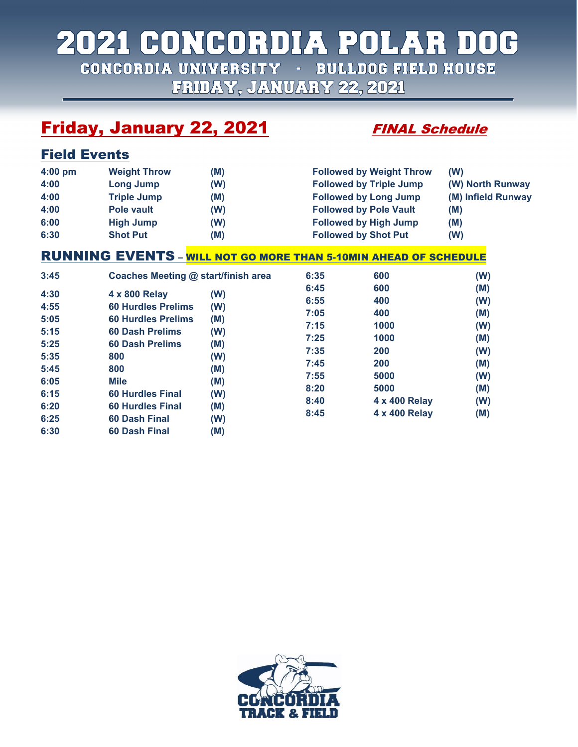# 2021 CONCORDIA POLAR DOG

CONCORDIA UNIVERSITY - BULLDOG FIELD HOUSE

FRIDAY, JANUARY 22, 2021

## Friday, January 22, 2021

***FINAL Schedule***

### Field Events

| | | | | |
|---|---|---|---|---|
| 4:00 pm | Weight Throw | (M) | Followed by Weight Throw | (W) |
| 4:00 | Long Jump | (W) | Followed by Triple Jump | (W) North Runway |
| 4:00 | Triple Jump | (M) | Followed by Long Jump | (M) Infield Runway |
| 4:00 | Pole vault | (W) | Followed by Pole Vault | (M) |
| 6:00 | High Jump | (W) | Followed by High Jump | (M) |
| 6:30 | Shot Put | (M) | Followed by Shot Put | (W) |

### RUNNING EVENTS – WILL NOT GO MORE THAN 5-10MIN AHEAD OF SCHEDULE

| | | |
|---|---|---|
| 3:45 | Coaches Meeting @ start/finish area | |
| 4:30 | 4 x 800 Relay | (W) |
| 4:55 | 60 Hurdles Prelims | (W) |
| 5:05 | 60 Hurdles Prelims | (M) |
| 5:15 | 60 Dash Prelims | (W) |
| 5:25 | 60 Dash Prelims | (M) |
| 5:35 | 800 | (W) |
| 5:45 | 800 | (M) |
| 6:05 | Mile | (M) |
| 6:15 | 60 Hurdles Final | (W) |
| 6:20 | 60 Hurdles Final | (M) |
| 6:25 | 60 Dash Final | (W) |
| 6:30 | 60 Dash Final | (M) |
| 6:35 | 600 | (W) |
| 6:45 | 600 | (M) |
| 6:55 | 400 | (W) |
| 7:05 | 400 | (M) |
| 7:15 | 1000 | (W) |
| 7:25 | 1000 | (M) |
| 7:35 | 200 | (W) |
| 7:45 | 200 | (M) |
| 7:55 | 5000 | (W) |
| 8:20 | 5000 | (M) |
| 8:40 | 4 x 400 Relay | (W) |
| 8:45 | 4 x 400 Relay | (M) |

CONCORDIA TRACK & FIELD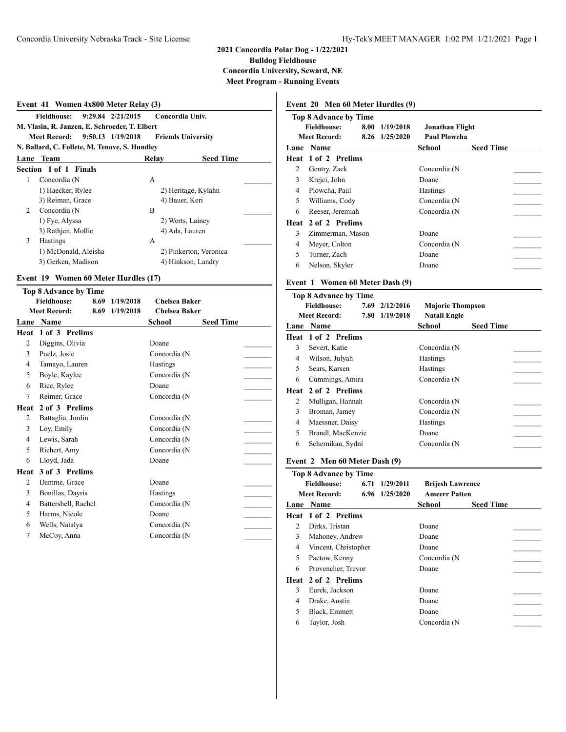# 2021 Concordia Polar Dog - 1/22/2021

**Bulldog Fieldhouse**
**Concordia University, Seward, NE**
**Meet Program - Running Events**

### Event 41 Women 4x800 Meter Relay (3)

**Fieldhouse:** 9:29.84 2/21/2015 Concordia Univ.
M. Vlasin, R. Janzen, E. Schroeder, T. Elbert
**Meet Record:** 9:50.13 1/19/2018 Friends University
N. Ballard, C. Follete, M. Tenove, S. Hundley

| Lane | Team | Relay | Seed Time |
|---|---|---|---|
| **Section 1 of 1 Finals** | | | |
| 1 | Concordia (N | A | _______ |
| | 1) Haecker, Rylee | 2) Heritage, Kylahn | |
| | 3) Reiman, Grace | 4) Bauer, Keri | |
| 2 | Concordia (N | B | _______ |
| | 1) Fye, Alyssa | 2) Werts, Lainey | |
| | 3) Rathjen, Mollie | 4) Ada, Lauren | |
| 3 | Hastings | A | _______ |
| | 1) McDonald, Aleisha | 2) Pinkerton, Veronica | |
| | 3) Gerken, Madison | 4) Hinkson, Landry | |

### Event 19 Women 60 Meter Hurdles (17)

**Top 8 Advance by Time**
**Fieldhouse:** 8.69 1/19/2018 Chelsea Baker
**Meet Record:** 8.69 1/19/2018 Chelsea Baker

| Lane | Name | School | Seed Time |
|---|---|---|---|
| **Heat 1 of 3 Prelims** | | | |
| 2 | Diggins, Olivia | Doane | _______ |
| 3 | Puelz, Josie | Concordia (N | _______ |
| 4 | Tamayo, Lauren | Hastings | _______ |
| 5 | Boyle, Kaylee | Concordia (N | _______ |
| 6 | Rice, Rylee | Doane | _______ |
| 7 | Reimer, Grace | Concordia (N | _______ |
| **Heat 2 of 3 Prelims** | | | |
| 2 | Battaglia, Jordin | Concordia (N | _______ |
| 3 | Loy, Emily | Concordia (N | _______ |
| 4 | Lewis, Sarah | Concordia (N | _______ |
| 5 | Richert, Amy | Concordia (N | _______ |
| 6 | Lloyd, Jada | Doane | _______ |
| **Heat 3 of 3 Prelims** | | | |
| 2 | Damme, Grace | Doane | _______ |
| 3 | Bonillas, Dayris | Hastings | _______ |
| 4 | Battershell, Rachel | Concordia (N | _______ |
| 5 | Harms, Nicole | Doane | _______ |
| 6 | Wells, Natalya | Concordia (N | _______ |
| 7 | McCoy, Anna | Concordia (N | _______ |

### Event 20 Men 60 Meter Hurdles (9)

**Top 8 Advance by Time**
**Fieldhouse:** 8.00 1/19/2018 Jonathan Flight
**Meet Record:** 8.26 1/25/2020 Paul Plowcha

| Lane | Name | School | Seed Time |
|---|---|---|---|
| **Heat 1 of 2 Prelims** | | | |
| 2 | Gentry, Zack | Concordia (N | _______ |
| 3 | Krejci, John | Doane | _______ |
| 4 | Plowcha, Paul | Hastings | _______ |
| 5 | Williams, Cody | Concordia (N | _______ |
| 6 | Reeser, Jeremiah | Concordia (N | _______ |
| **Heat 2 of 2 Prelims** | | | |
| 3 | Zimmerman, Mason | Doane | _______ |
| 4 | Meyer, Colton | Concordia (N | _______ |
| 5 | Turner, Zach | Doane | _______ |
| 6 | Nelson, Skyler | Doane | _______ |

### Event 1 Women 60 Meter Dash (9)

**Top 8 Advance by Time**
**Fieldhouse:** 7.69 2/12/2016 Majorie Thompson
**Meet Record:** 7.80 1/19/2018 Natali Engle

| Lane | Name | School | Seed Time |
|---|---|---|---|
| **Heat 1 of 2 Prelims** | | | |
| 3 | Severt, Katie | Concordia (N | _______ |
| 4 | Wilson, Julyah | Hastings | _______ |
| 5 | Sears, Karsen | Hastings | _______ |
| 6 | Cummings, Amira | Concordia (N | _______ |
| **Heat 2 of 2 Prelims** | | | |
| 2 | Mulligan, Hannah | Concordia (N | _______ |
| 3 | Broman, Jamey | Concordia (N | _______ |
| 4 | Maessner, Daisy | Hastings | _______ |
| 5 | Brandl, MacKenzie | Doane | _______ |
| 6 | Schernikau, Sydni | Concordia (N | _______ |

### Event 2 Men 60 Meter Dash (9)

**Top 8 Advance by Time**
**Fieldhouse:** 6.71 1/29/2011 Brijesh Lawrence
**Meet Record:** 6.96 1/25/2020 Ameerr Patten

| Lane | Name | School | Seed Time |
|---|---|---|---|
| **Heat 1 of 2 Prelims** | | | |
| 2 | Dirks, Tristan | Doane | _______ |
| 3 | Mahoney, Andrew | Doane | _______ |
| 4 | Vincent, Christopher | Doane | _______ |
| 5 | Paetow, Kenny | Concordia (N | _______ |
| 6 | Provencher, Trevor | Doane | _______ |
| **Heat 2 of 2 Prelims** | | | |
| 3 | Eurek, Jackson | Doane | _______ |
| 4 | Drake, Austin | Doane | _______ |
| 5 | Black, Emmett | Doane | _______ |
| 6 | Taylor, Josh | Concordia (N | _______ |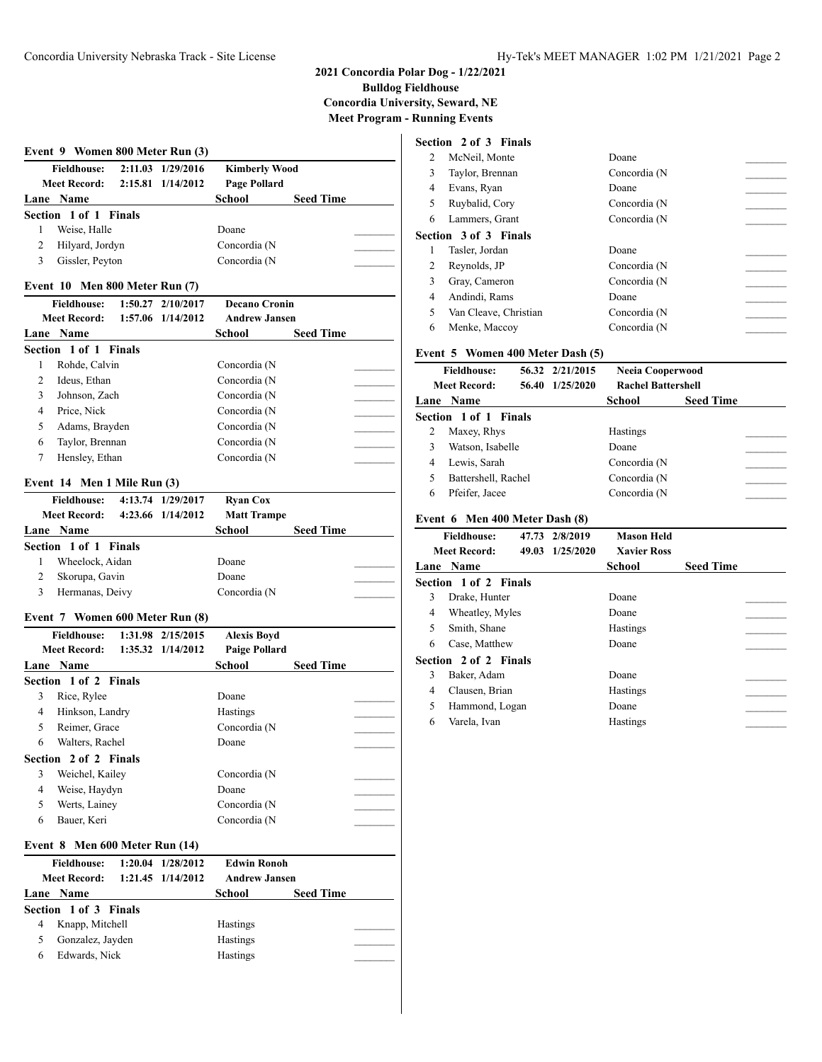# 2021 Concordia Polar Dog - 1/22/2021
**Bulldog Fieldhouse**
**Concordia University, Seward, NE**
**Meet Program - Running Events**

### Event 9 Women 800 Meter Run (3)

| | | | |
|---|---|---|---|
| **Fieldhouse:** | 2:11.03 | 1/29/2016 | **Kimberly Wood** |
| **Meet Record:** | 2:15.81 | 1/14/2012 | **Page Pollard** |

| Lane | Name | School | Seed Time |
|---|---|---|---|
| **Section 1 of 1 Finals** | | | |
| 1 | Weise, Halle | Doane | |
| 2 | Hilyard, Jordyn | Concordia (N | |
| 3 | Gissler, Peyton | Concordia (N | |

### Event 10 Men 800 Meter Run (7)

| | | | |
|---|---|---|---|
| **Fieldhouse:** | 1:50.27 | 2/10/2017 | **Decano Cronin** |
| **Meet Record:** | 1:57.06 | 1/14/2012 | **Andrew Jansen** |

| Lane | Name | School | Seed Time |
|---|---|---|---|
| **Section 1 of 1 Finals** | | | |
| 1 | Rohde, Calvin | Concordia (N | |
| 2 | Ideus, Ethan | Concordia (N | |
| 3 | Johnson, Zach | Concordia (N | |
| 4 | Price, Nick | Concordia (N | |
| 5 | Adams, Brayden | Concordia (N | |
| 6 | Taylor, Brennan | Concordia (N | |
| 7 | Hensley, Ethan | Concordia (N | |

### Event 14 Men 1 Mile Run (3)

| | | | |
|---|---|---|---|
| **Fieldhouse:** | 4:13.74 | 1/29/2017 | **Ryan Cox** |
| **Meet Record:** | 4:23.66 | 1/14/2012 | **Matt Trampe** |

| Lane | Name | School | Seed Time |
|---|---|---|---|
| **Section 1 of 1 Finals** | | | |
| 1 | Wheelock, Aidan | Doane | |
| 2 | Skorupa, Gavin | Doane | |
| 3 | Hermanas, Deivy | Concordia (N | |

### Event 7 Women 600 Meter Run (8)

| | | | |
|---|---|---|---|
| **Fieldhouse:** | 1:31.98 | 2/15/2015 | **Alexis Boyd** |
| **Meet Record:** | 1:35.32 | 1/14/2012 | **Paige Pollard** |

| Lane | Name | School | Seed Time |
|---|---|---|---|
| **Section 1 of 2 Finals** | | | |
| 3 | Rice, Rylee | Doane | |
| 4 | Hinkson, Landry | Hastings | |
| 5 | Reimer, Grace | Concordia (N | |
| 6 | Walters, Rachel | Doane | |
| **Section 2 of 2 Finals** | | | |
| 3 | Weichel, Kailey | Concordia (N | |
| 4 | Weise, Haydyn | Doane | |
| 5 | Werts, Lainey | Concordia (N | |
| 6 | Bauer, Keri | Concordia (N | |

### Event 8 Men 600 Meter Run (14)

| | | | |
|---|---|---|---|
| **Fieldhouse:** | 1:20.04 | 1/28/2012 | **Edwin Ronoh** |
| **Meet Record:** | 1:21.45 | 1/14/2012 | **Andrew Jansen** |

| Lane | Name | School | Seed Time |
|---|---|---|---|
| **Section 1 of 3 Finals** | | | |
| 4 | Knapp, Mitchell | Hastings | |
| 5 | Gonzalez, Jayden | Hastings | |
| 6 | Edwards, Nick | Hastings | |
| **Section 2 of 3 Finals** | | | |
| 2 | McNeil, Monte | Doane | |
| 3 | Taylor, Brennan | Concordia (N | |
| 4 | Evans, Ryan | Doane | |
| 5 | Ruybalid, Cory | Concordia (N | |
| 6 | Lammers, Grant | Concordia (N | |
| **Section 3 of 3 Finals** | | | |
| 1 | Tasler, Jordan | Doane | |
| 2 | Reynolds, JP | Concordia (N | |
| 3 | Gray, Cameron | Concordia (N | |
| 4 | Andindi, Rams | Doane | |
| 5 | Van Cleave, Christian | Concordia (N | |
| 6 | Menke, Maccoy | Concordia (N | |

### Event 5 Women 400 Meter Dash (5)

| | | | |
|---|---|---|---|
| **Fieldhouse:** | 56.32 | 2/21/2015 | **Neeia Cooperwood** |
| **Meet Record:** | 56.40 | 1/25/2020 | **Rachel Battershell** |

| Lane | Name | School | Seed Time |
|---|---|---|---|
| **Section 1 of 1 Finals** | | | |
| 2 | Maxey, Rhys | Hastings | |
| 3 | Watson, Isabelle | Doane | |
| 4 | Lewis, Sarah | Concordia (N | |
| 5 | Battershell, Rachel | Concordia (N | |
| 6 | Pfeifer, Jacee | Concordia (N | |

### Event 6 Men 400 Meter Dash (8)

| | | | |
|---|---|---|---|
| **Fieldhouse:** | 47.73 | 2/8/2019 | **Mason Held** |
| **Meet Record:** | 49.03 | 1/25/2020 | **Xavier Ross** |

| Lane | Name | School | Seed Time |
|---|---|---|---|
| **Section 1 of 2 Finals** | | | |
| 3 | Drake, Hunter | Doane | |
| 4 | Wheatley, Myles | Doane | |
| 5 | Smith, Shane | Hastings | |
| 6 | Case, Matthew | Doane | |
| **Section 2 of 2 Finals** | | | |
| 3 | Baker, Adam | Doane | |
| 4 | Clausen, Brian | Hastings | |
| 5 | Hammond, Logan | Doane | |
| 6 | Varela, Ivan | Hastings | |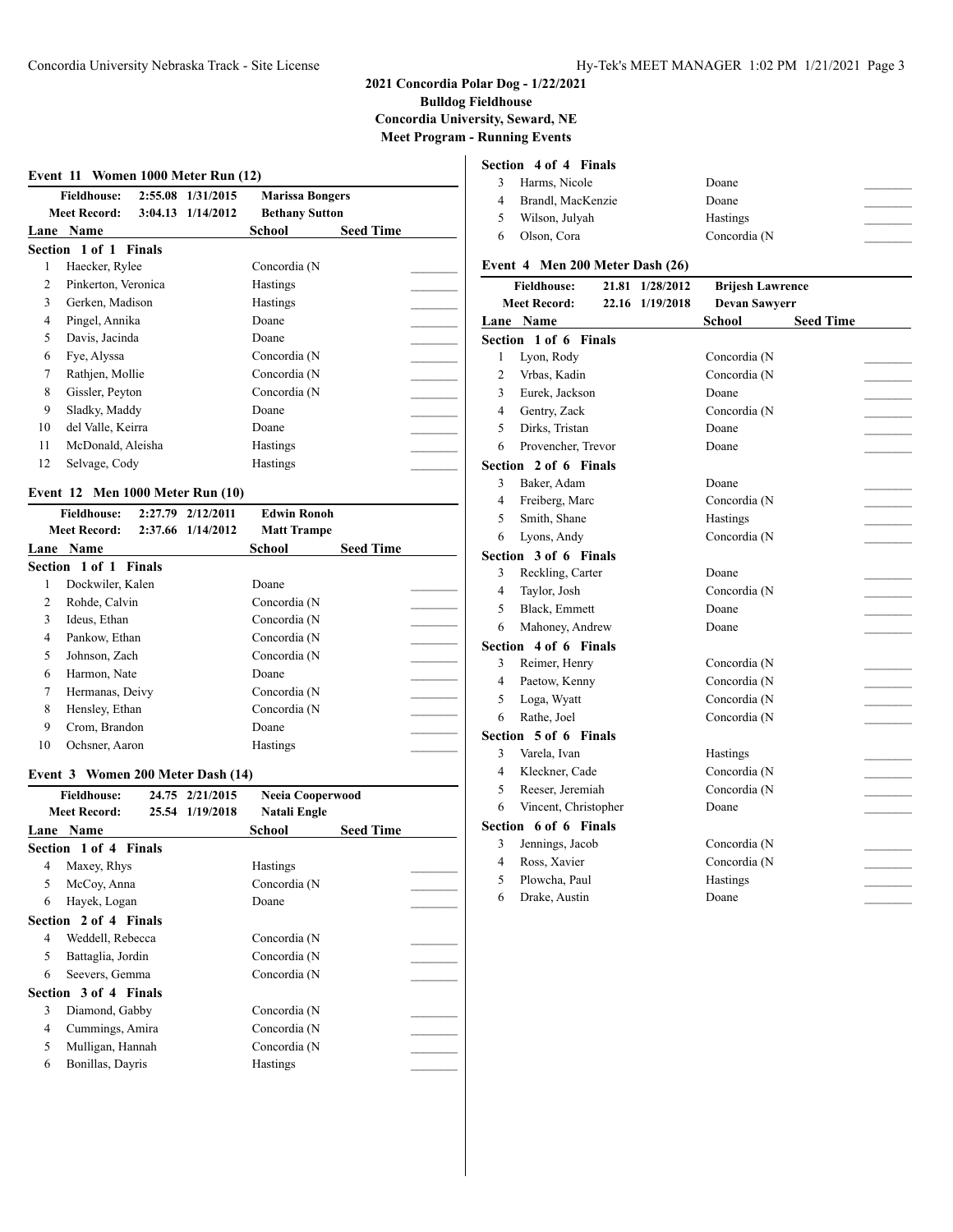## 2021 Concordia Polar Dog - 1/22/2021

**Bulldog Fieldhouse**
**Concordia University, Seward, NE**
**Meet Program - Running Events**

### Event 11 Women 1000 Meter Run (12)

| | | | |
|---|---|---|---|
| **Fieldhouse:** | 2:55.08 | 1/31/2015 | **Marissa Bongers** |
| **Meet Record:** | 3:04.13 | 1/14/2012 | **Bethany Sutton** |

| Lane | Name | School | Seed Time |
|---|---|---|---|
| **Section 1 of 1 Finals** | | | |
| 1 | Haecker, Rylee | Concordia (N | |
| 2 | Pinkerton, Veronica | Hastings | |
| 3 | Gerken, Madison | Hastings | |
| 4 | Pingel, Annika | Doane | |
| 5 | Davis, Jacinda | Doane | |
| 6 | Fye, Alyssa | Concordia (N | |
| 7 | Rathjen, Mollie | Concordia (N | |
| 8 | Gissler, Peyton | Concordia (N | |
| 9 | Sladky, Maddy | Doane | |
| 10 | del Valle, Keirra | Doane | |
| 11 | McDonald, Aleisha | Hastings | |
| 12 | Selvage, Cody | Hastings | |

### Event 12 Men 1000 Meter Run (10)

| | | | |
|---|---|---|---|
| **Fieldhouse:** | 2:27.79 | 2/12/2011 | **Edwin Ronoh** |
| **Meet Record:** | 2:37.66 | 1/14/2012 | **Matt Trampe** |

| Lane | Name | School | Seed Time |
|---|---|---|---|
| **Section 1 of 1 Finals** | | | |
| 1 | Dockwiler, Kalen | Doane | |
| 2 | Rohde, Calvin | Concordia (N | |
| 3 | Ideus, Ethan | Concordia (N | |
| 4 | Pankow, Ethan | Concordia (N | |
| 5 | Johnson, Zach | Concordia (N | |
| 6 | Harmon, Nate | Doane | |
| 7 | Hermanas, Deivy | Concordia (N | |
| 8 | Hensley, Ethan | Concordia (N | |
| 9 | Crom, Brandon | Doane | |
| 10 | Ochsner, Aaron | Hastings | |

### Event 3 Women 200 Meter Dash (14)

| | | | |
|---|---|---|---|
| **Fieldhouse:** | 24.75 | 2/21/2015 | **Neeia Cooperwood** |
| **Meet Record:** | 25.54 | 1/19/2018 | **Natali Engle** |

| Lane | Name | School | Seed Time |
|---|---|---|---|
| **Section 1 of 4 Finals** | | | |
| 4 | Maxey, Rhys | Hastings | |
| 5 | McCoy, Anna | Concordia (N | |
| 6 | Hayek, Logan | Doane | |
| **Section 2 of 4 Finals** | | | |
| 4 | Weddell, Rebecca | Concordia (N | |
| 5 | Battaglia, Jordin | Concordia (N | |
| 6 | Seevers, Gemma | Concordia (N | |
| **Section 3 of 4 Finals** | | | |
| 3 | Diamond, Gabby | Concordia (N | |
| 4 | Cummings, Amira | Concordia (N | |
| 5 | Mulligan, Hannah | Concordia (N | |
| 6 | Bonillas, Dayris | Hastings | |
| **Section 4 of 4 Finals** | | | |
| 3 | Harms, Nicole | Doane | |
| 4 | Brandl, MacKenzie | Doane | |
| 5 | Wilson, Julyah | Hastings | |
| 6 | Olson, Cora | Concordia (N | |

### Event 4 Men 200 Meter Dash (26)

| | | | |
|---|---|---|---|
| **Fieldhouse:** | 21.81 | 1/28/2012 | **Brijesh Lawrence** |
| **Meet Record:** | 22.16 | 1/19/2018 | **Devan Sawyerr** |

| Lane | Name | School | Seed Time |
|---|---|---|---|
| **Section 1 of 6 Finals** | | | |
| 1 | Lyon, Rody | Concordia (N | |
| 2 | Vrbas, Kadin | Concordia (N | |
| 3 | Eurek, Jackson | Doane | |
| 4 | Gentry, Zack | Concordia (N | |
| 5 | Dirks, Tristan | Doane | |
| 6 | Provencher, Trevor | Doane | |
| **Section 2 of 6 Finals** | | | |
| 3 | Baker, Adam | Doane | |
| 4 | Freiberg, Marc | Concordia (N | |
| 5 | Smith, Shane | Hastings | |
| 6 | Lyons, Andy | Concordia (N | |
| **Section 3 of 6 Finals** | | | |
| 3 | Reckling, Carter | Doane | |
| 4 | Taylor, Josh | Concordia (N | |
| 5 | Black, Emmett | Doane | |
| 6 | Mahoney, Andrew | Doane | |
| **Section 4 of 6 Finals** | | | |
| 3 | Reimer, Henry | Concordia (N | |
| 4 | Paetow, Kenny | Concordia (N | |
| 5 | Loga, Wyatt | Concordia (N | |
| 6 | Rathe, Joel | Concordia (N | |
| **Section 5 of 6 Finals** | | | |
| 3 | Varela, Ivan | Hastings | |
| 4 | Kleckner, Cade | Concordia (N | |
| 5 | Reeser, Jeremiah | Concordia (N | |
| 6 | Vincent, Christopher | Doane | |
| **Section 6 of 6 Finals** | | | |
| 3 | Jennings, Jacob | Concordia (N | |
| 4 | Ross, Xavier | Concordia (N | |
| 5 | Plowcha, Paul | Hastings | |
| 6 | Drake, Austin | Doane | |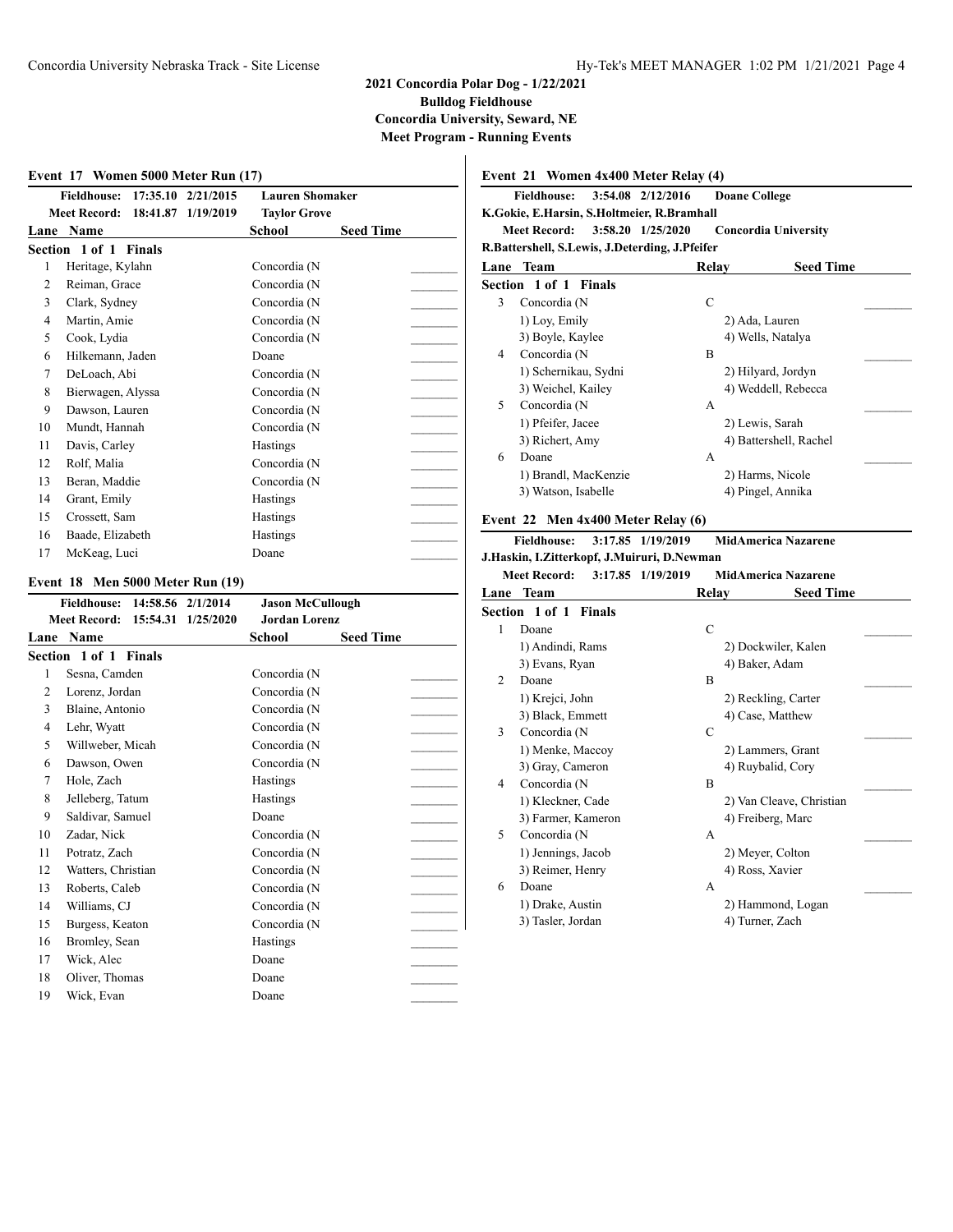# 2021 Concordia Polar Dog - 1/22/2021

**Bulldog Fieldhouse**
**Concordia University, Seward, NE**
**Meet Program - Running Events**

### Event 17 Women 5000 Meter Run (17)

**Fieldhouse: 17:35.10 2/21/2015 Lauren Shomaker**
**Meet Record: 18:41.87 1/19/2019 Taylor Grove**

**Section 1 of 1 Finals**

| Lane | Name | School | Seed Time |
|---|---|---|---|
| 1 | Heritage, Kylahn | Concordia (N | _______ |
| 2 | Reiman, Grace | Concordia (N | _______ |
| 3 | Clark, Sydney | Concordia (N | _______ |
| 4 | Martin, Amie | Concordia (N | _______ |
| 5 | Cook, Lydia | Concordia (N | _______ |
| 6 | Hilkemann, Jaden | Doane | _______ |
| 7 | DeLoach, Abi | Concordia (N | _______ |
| 8 | Bierwagen, Alyssa | Concordia (N | _______ |
| 9 | Dawson, Lauren | Concordia (N | _______ |
| 10 | Mundt, Hannah | Concordia (N | _______ |
| 11 | Davis, Carley | Hastings | _______ |
| 12 | Rolf, Malia | Concordia (N | _______ |
| 13 | Beran, Maddie | Concordia (N | _______ |
| 14 | Grant, Emily | Hastings | _______ |
| 15 | Crossett, Sam | Hastings | _______ |
| 16 | Baade, Elizabeth | Hastings | _______ |
| 17 | McKeag, Luci | Doane | _______ |

### Event 18 Men 5000 Meter Run (19)

**Fieldhouse: 14:58.56 2/1/2014 Jason McCullough**
**Meet Record: 15:54.31 1/25/2020 Jordan Lorenz**

**Section 1 of 1 Finals**

| Lane | Name | School | Seed Time |
|---|---|---|---|
| 1 | Sesna, Camden | Concordia (N | _______ |
| 2 | Lorenz, Jordan | Concordia (N | _______ |
| 3 | Blaine, Antonio | Concordia (N | _______ |
| 4 | Lehr, Wyatt | Concordia (N | _______ |
| 5 | Willweber, Micah | Concordia (N | _______ |
| 6 | Dawson, Owen | Concordia (N | _______ |
| 7 | Hole, Zach | Hastings | _______ |
| 8 | Jelleberg, Tatum | Hastings | _______ |
| 9 | Saldivar, Samuel | Doane | _______ |
| 10 | Zadar, Nick | Concordia (N | _______ |
| 11 | Potratz, Zach | Concordia (N | _______ |
| 12 | Watters, Christian | Concordia (N | _______ |
| 13 | Roberts, Caleb | Concordia (N | _______ |
| 14 | Williams, CJ | Concordia (N | _______ |
| 15 | Burgess, Keaton | Concordia (N | _______ |
| 16 | Bromley, Sean | Hastings | _______ |
| 17 | Wick, Alec | Doane | _______ |
| 18 | Oliver, Thomas | Doane | _______ |
| 19 | Wick, Evan | Doane | _______ |

### Event 21 Women 4x400 Meter Relay (4)

**Fieldhouse: 3:54.08 2/12/2016 Doane College**
**K.Gokie, E.Harsin, S.Holtmeier, R.Bramhall**
**Meet Record: 3:58.20 1/25/2020 Concordia University**
**R.Battershell, S.Lewis, J.Deterding, J.Pfeifer**

**Section 1 of 1 Finals**

| Lane | Team | Relay | Seed Time |
|---|---|---|---|
| 3 | Concordia (N | C | _______ |
| | 1) Loy, Emily; 2) Ada, Lauren; 3) Boyle, Kaylee; 4) Wells, Natalya | | |
| 4 | Concordia (N | B | _______ |
| | 1) Schernikau, Sydni; 2) Hilyard, Jordyn; 3) Weichel, Kailey; 4) Weddell, Rebecca | | |
| 5 | Concordia (N | A | _______ |
| | 1) Pfeifer, Jacee; 2) Lewis, Sarah; 3) Richert, Amy; 4) Battershell, Rachel | | |
| 6 | Doane | A | _______ |
| | 1) Brandl, MacKenzie; 2) Harms, Nicole; 3) Watson, Isabelle; 4) Pingel, Annika | | |

### Event 22 Men 4x400 Meter Relay (6)

**Fieldhouse: 3:17.85 1/19/2019 MidAmerica Nazarene**
**J.Haskin, I.Zitterkopf, J.Muiruri, D.Newman**
**Meet Record: 3:17.85 1/19/2019 MidAmerica Nazarene**

**Section 1 of 1 Finals**

| Lane | Team | Relay | Seed Time |
|---|---|---|---|
| 1 | Doane | C | _______ |
| | 1) Andindi, Rams; 2) Dockwiler, Kalen; 3) Evans, Ryan; 4) Baker, Adam | | |
| 2 | Doane | B | _______ |
| | 1) Krejci, John; 2) Reckling, Carter; 3) Black, Emmett; 4) Case, Matthew | | |
| 3 | Concordia (N | C | _______ |
| | 1) Menke, Maccoy; 2) Lammers, Grant; 3) Gray, Cameron; 4) Ruybalid, Cory | | |
| 4 | Concordia (N | B | _______ |
| | 1) Kleckner, Cade; 2) Van Cleave, Christian; 3) Farmer, Kameron; 4) Freiberg, Marc | | |
| 5 | Concordia (N | A | _______ |
| | 1) Jennings, Jacob; 2) Meyer, Colton; 3) Reimer, Henry; 4) Ross, Xavier | | |
| 6 | Doane | A | _______ |
| | 1) Drake, Austin; 2) Hammond, Logan; 3) Tasler, Jordan; 4) Turner, Zach | | |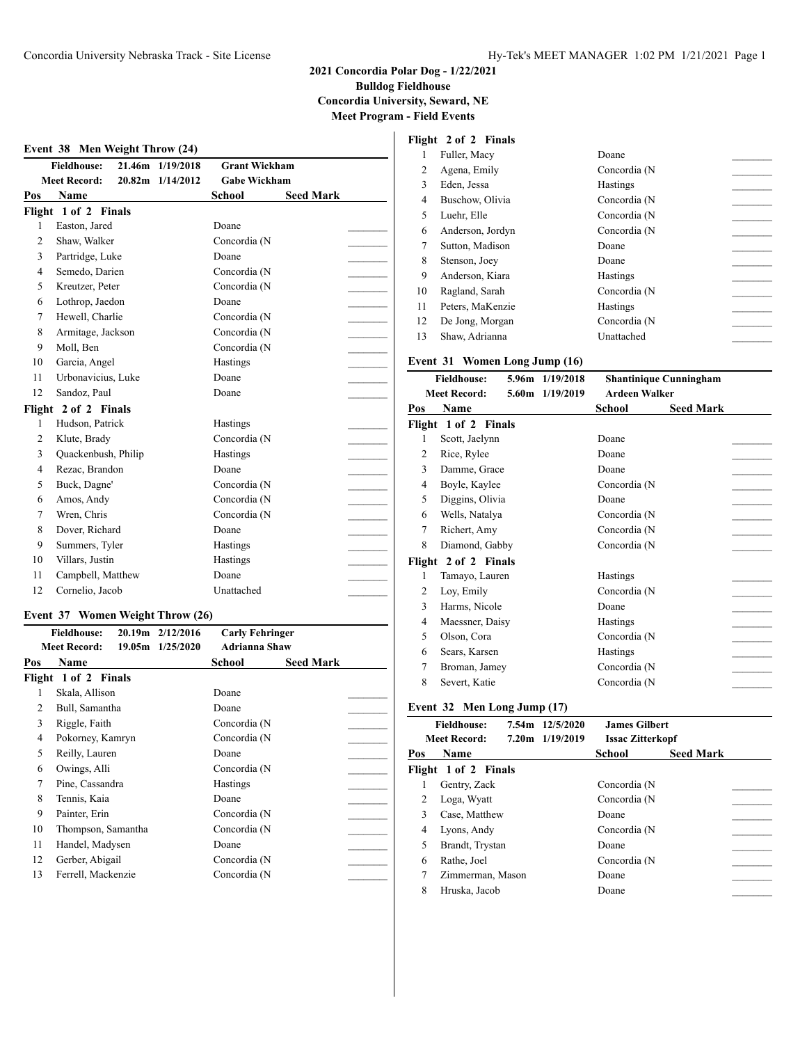**2021 Concordia Polar Dog - 1/22/2021**
**Bulldog Fieldhouse**
**Concordia University, Seward, NE**
**Meet Program - Field Events**

### Event 38 Men Weight Throw (24)

| | | | |
|---|---|---|---|
| **Fieldhouse:** | **21.46m** | **1/19/2018** | **Grant Wickham** |
| **Meet Record:** | **20.82m** | **1/14/2012** | **Gabe Wickham** |

| Pos | Name | School | Seed Mark |
|---|---|---|---|
| **Flight 1 of 2 Finals** | | | |
| 1 | Easton, Jared | Doane | _______ |
| 2 | Shaw, Walker | Concordia (N | _______ |
| 3 | Partridge, Luke | Doane | _______ |
| 4 | Semedo, Darien | Concordia (N | _______ |
| 5 | Kreutzer, Peter | Concordia (N | _______ |
| 6 | Lothrop, Jaedon | Doane | _______ |
| 7 | Hewell, Charlie | Concordia (N | _______ |
| 8 | Armitage, Jackson | Concordia (N | _______ |
| 9 | Moll, Ben | Concordia (N | _______ |
| 10 | Garcia, Angel | Hastings | _______ |
| 11 | Urbonavicius, Luke | Doane | _______ |
| 12 | Sandoz, Paul | Doane | _______ |
| **Flight 2 of 2 Finals** | | | |
| 1 | Hudson, Patrick | Hastings | _______ |
| 2 | Klute, Brady | Concordia (N | _______ |
| 3 | Quackenbush, Philip | Hastings | _______ |
| 4 | Rezac, Brandon | Doane | _______ |
| 5 | Buck, Dagne' | Concordia (N | _______ |
| 6 | Amos, Andy | Concordia (N | _______ |
| 7 | Wren, Chris | Concordia (N | _______ |
| 8 | Dover, Richard | Doane | _______ |
| 9 | Summers, Tyler | Hastings | _______ |
| 10 | Villars, Justin | Hastings | _______ |
| 11 | Campbell, Matthew | Doane | _______ |
| 12 | Cornelio, Jacob | Unattached | _______ |

### Event 37 Women Weight Throw (26)

| | | | |
|---|---|---|---|
| **Fieldhouse:** | **20.19m** | **2/12/2016** | **Carly Fehringer** |
| **Meet Record:** | **19.05m** | **1/25/2020** | **Adrianna Shaw** |

| Pos | Name | School | Seed Mark |
|---|---|---|---|
| **Flight 1 of 2 Finals** | | | |
| 1 | Skala, Allison | Doane | _______ |
| 2 | Bull, Samantha | Doane | _______ |
| 3 | Riggle, Faith | Concordia (N | _______ |
| 4 | Pokorney, Kamryn | Concordia (N | _______ |
| 5 | Reilly, Lauren | Doane | _______ |
| 6 | Owings, Alli | Concordia (N | _______ |
| 7 | Pine, Cassandra | Hastings | _______ |
| 8 | Tennis, Kaia | Doane | _______ |
| 9 | Painter, Erin | Concordia (N | _______ |
| 10 | Thompson, Samantha | Concordia (N | _______ |
| 11 | Handel, Madysen | Doane | _______ |
| 12 | Gerber, Abigail | Concordia (N | _______ |
| 13 | Ferrell, Mackenzie | Concordia (N | _______ |
| **Flight 2 of 2 Finals** | | | |
| 1 | Fuller, Macy | Doane | _______ |
| 2 | Agena, Emily | Concordia (N | _______ |
| 3 | Eden, Jessa | Hastings | _______ |
| 4 | Buschow, Olivia | Concordia (N | _______ |
| 5 | Luehr, Elle | Concordia (N | _______ |
| 6 | Anderson, Jordyn | Concordia (N | _______ |
| 7 | Sutton, Madison | Doane | _______ |
| 8 | Stenson, Joey | Doane | _______ |
| 9 | Anderson, Kiara | Hastings | _______ |
| 10 | Ragland, Sarah | Concordia (N | _______ |
| 11 | Peters, MaKenzie | Hastings | _______ |
| 12 | De Jong, Morgan | Concordia (N | _______ |
| 13 | Shaw, Adrianna | Unattached | _______ |

### Event 31 Women Long Jump (16)

| | | | |
|---|---|---|---|
| **Fieldhouse:** | **5.96m** | **1/19/2018** | **Shantinique Cunningham** |
| **Meet Record:** | **5.60m** | **1/19/2019** | **Ardeen Walker** |

| Pos | Name | School | Seed Mark |
|---|---|---|---|
| **Flight 1 of 2 Finals** | | | |
| 1 | Scott, Jaelynn | Doane | _______ |
| 2 | Rice, Rylee | Doane | _______ |
| 3 | Damme, Grace | Doane | _______ |
| 4 | Boyle, Kaylee | Concordia (N | _______ |
| 5 | Diggins, Olivia | Doane | _______ |
| 6 | Wells, Natalya | Concordia (N | _______ |
| 7 | Richert, Amy | Concordia (N | _______ |
| 8 | Diamond, Gabby | Concordia (N | _______ |
| **Flight 2 of 2 Finals** | | | |
| 1 | Tamayo, Lauren | Hastings | _______ |
| 2 | Loy, Emily | Concordia (N | _______ |
| 3 | Harms, Nicole | Doane | _______ |
| 4 | Maessner, Daisy | Hastings | _______ |
| 5 | Olson, Cora | Concordia (N | _______ |
| 6 | Sears, Karsen | Hastings | _______ |
| 7 | Broman, Jamey | Concordia (N | _______ |
| 8 | Severt, Katie | Concordia (N | _______ |

### Event 32 Men Long Jump (17)

| | | | |
|---|---|---|---|
| **Fieldhouse:** | **7.54m** | **12/5/2020** | **James Gilbert** |
| **Meet Record:** | **7.20m** | **1/19/2019** | **Issac Zitterkopf** |

| Pos | Name | School | Seed Mark |
|---|---|---|---|
| **Flight 1 of 2 Finals** | | | |
| 1 | Gentry, Zack | Concordia (N | _______ |
| 2 | Loga, Wyatt | Concordia (N | _______ |
| 3 | Case, Matthew | Doane | _______ |
| 4 | Lyons, Andy | Concordia (N | _______ |
| 5 | Brandt, Trystan | Doane | _______ |
| 6 | Rathe, Joel | Concordia (N | _______ |
| 7 | Zimmerman, Mason | Doane | _______ |
| 8 | Hruska, Jacob | Doane | _______ |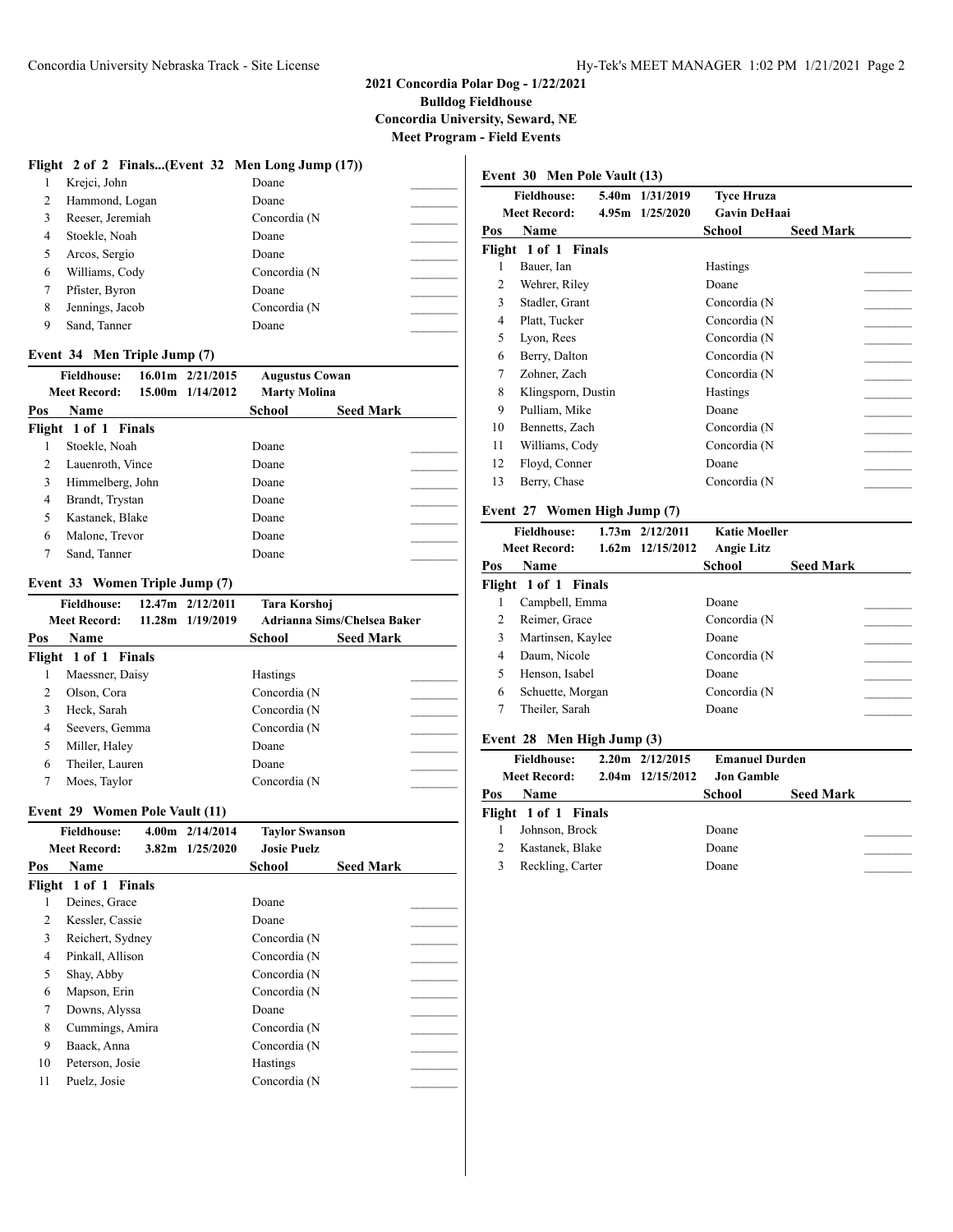# 2021 Concordia Polar Dog - 1/22/2021

**Bulldog Fieldhouse**
**Concordia University, Seward, NE**
**Meet Program - Field Events**

### Flight 2 of 2 Finals...(Event 32 Men Long Jump (17))

| Pos | Name | School | Seed Mark |
|---|---|---|---|
| 1 | Krejci, John | Doane | |
| 2 | Hammond, Logan | Doane | |
| 3 | Reeser, Jeremiah | Concordia (N | |
| 4 | Stoekle, Noah | Doane | |
| 5 | Arcos, Sergio | Doane | |
| 6 | Williams, Cody | Concordia (N | |
| 7 | Pfister, Byron | Doane | |
| 8 | Jennings, Jacob | Concordia (N | |
| 9 | Sand, Tanner | Doane | |

### Event 34 Men Triple Jump (7)

**Fieldhouse:** 16.01m 2/21/2015 **Augustus Cowan**
**Meet Record:** 15.00m 1/14/2012 **Marty Molina**

| Pos | Name | School | Seed Mark |
|---|---|---|---|
| **Flight 1 of 1 Finals** | | | |
| 1 | Stoekle, Noah | Doane | |
| 2 | Lauenroth, Vince | Doane | |
| 3 | Himmelberg, John | Doane | |
| 4 | Brandt, Trystan | Doane | |
| 5 | Kastanek, Blake | Doane | |
| 6 | Malone, Trevor | Doane | |
| 7 | Sand, Tanner | Doane | |

### Event 33 Women Triple Jump (7)

**Fieldhouse:** 12.47m 2/12/2011 **Tara Korshoj**
**Meet Record:** 11.28m 1/19/2019 **Adrianna Sims/Chelsea Baker**

| Pos | Name | School | Seed Mark |
|---|---|---|---|
| **Flight 1 of 1 Finals** | | | |
| 1 | Maessner, Daisy | Hastings | |
| 2 | Olson, Cora | Concordia (N | |
| 3 | Heck, Sarah | Concordia (N | |
| 4 | Seevers, Gemma | Concordia (N | |
| 5 | Miller, Haley | Doane | |
| 6 | Theiler, Lauren | Doane | |
| 7 | Moes, Taylor | Concordia (N | |

### Event 29 Women Pole Vault (11)

**Fieldhouse:** 4.00m 2/14/2014 **Taylor Swanson**
**Meet Record:** 3.82m 1/25/2020 **Josie Puelz**

| Pos | Name | School | Seed Mark |
|---|---|---|---|
| **Flight 1 of 1 Finals** | | | |
| 1 | Deines, Grace | Doane | |
| 2 | Kessler, Cassie | Doane | |
| 3 | Reichert, Sydney | Concordia (N | |
| 4 | Pinkall, Allison | Concordia (N | |
| 5 | Shay, Abby | Concordia (N | |
| 6 | Mapson, Erin | Concordia (N | |
| 7 | Downs, Alyssa | Doane | |
| 8 | Cummings, Amira | Concordia (N | |
| 9 | Baack, Anna | Concordia (N | |
| 10 | Peterson, Josie | Hastings | |
| 11 | Puelz, Josie | Concordia (N | |

### Event 30 Men Pole Vault (13)

**Fieldhouse:** 5.40m 1/31/2019 **Tyce Hruza**
**Meet Record:** 4.95m 1/25/2020 **Gavin DeHaai**

| Pos | Name | School | Seed Mark |
|---|---|---|---|
| **Flight 1 of 1 Finals** | | | |
| 1 | Bauer, Ian | Hastings | |
| 2 | Wehrer, Riley | Doane | |
| 3 | Stadler, Grant | Concordia (N | |
| 4 | Platt, Tucker | Concordia (N | |
| 5 | Lyon, Rees | Concordia (N | |
| 6 | Berry, Dalton | Concordia (N | |
| 7 | Zohner, Zach | Concordia (N | |
| 8 | Klingsporn, Dustin | Hastings | |
| 9 | Pulliam, Mike | Doane | |
| 10 | Bennetts, Zach | Concordia (N | |
| 11 | Williams, Cody | Concordia (N | |
| 12 | Floyd, Conner | Doane | |
| 13 | Berry, Chase | Concordia (N | |

### Event 27 Women High Jump (7)

**Fieldhouse:** 1.73m 2/12/2011 **Katie Moeller**
**Meet Record:** 1.62m 12/15/2012 **Angie Litz**

| Pos | Name | School | Seed Mark |
|---|---|---|---|
| **Flight 1 of 1 Finals** | | | |
| 1 | Campbell, Emma | Doane | |
| 2 | Reimer, Grace | Concordia (N | |
| 3 | Martinsen, Kaylee | Doane | |
| 4 | Daum, Nicole | Concordia (N | |
| 5 | Henson, Isabel | Doane | |
| 6 | Schuette, Morgan | Concordia (N | |
| 7 | Theiler, Sarah | Doane | |

### Event 28 Men High Jump (3)

**Fieldhouse:** 2.20m 2/12/2015 **Emanuel Durden**
**Meet Record:** 2.04m 12/15/2012 **Jon Gamble**

| Pos | Name | School | Seed Mark |
|---|---|---|---|
| **Flight 1 of 1 Finals** | | | |
| 1 | Johnson, Brock | Doane | |
| 2 | Kastanek, Blake | Doane | |
| 3 | Reckling, Carter | Doane | |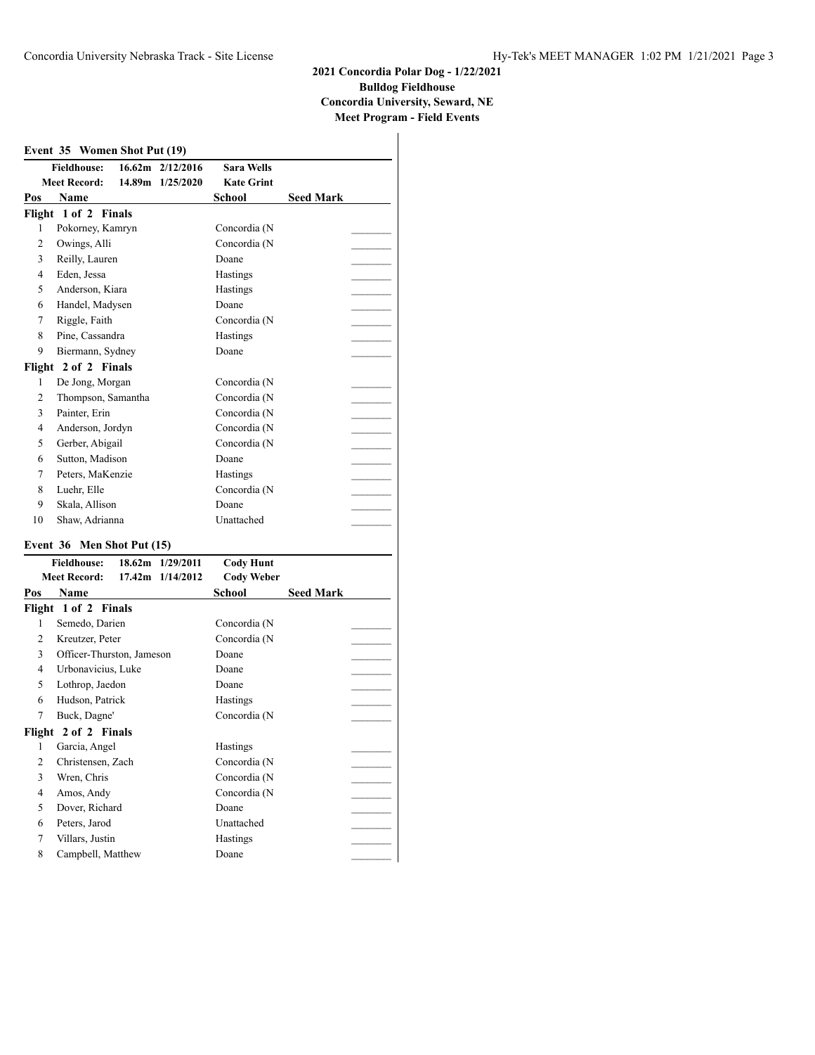# 2021 Concordia Polar Dog - 1/22/2021

**Bulldog Fieldhouse**
**Concordia University, Seward, NE**
**Meet Program - Field Events**

## Event 35 Women Shot Put (19)

| | | | | |
|---|---|---|---|---|
| **Fieldhouse:** | 16.62m | 2/12/2016 | **Sara Wells** | |
| **Meet Record:** | 14.89m | 1/25/2020 | **Kate Grint** | |

| Pos | Name | School | Seed Mark | |
|---|---|---|---|---|
| **Flight 1 of 2 Finals** | | | | |
| 1 | Pokorney, Kamryn | Concordia (N | | _______ |
| 2 | Owings, Alli | Concordia (N | | _______ |
| 3 | Reilly, Lauren | Doane | | _______ |
| 4 | Eden, Jessa | Hastings | | _______ |
| 5 | Anderson, Kiara | Hastings | | _______ |
| 6 | Handel, Madysen | Doane | | _______ |
| 7 | Riggle, Faith | Concordia (N | | _______ |
| 8 | Pine, Cassandra | Hastings | | _______ |
| 9 | Biermann, Sydney | Doane | | _______ |
| **Flight 2 of 2 Finals** | | | | |
| 1 | De Jong, Morgan | Concordia (N | | _______ |
| 2 | Thompson, Samantha | Concordia (N | | _______ |
| 3 | Painter, Erin | Concordia (N | | _______ |
| 4 | Anderson, Jordyn | Concordia (N | | _______ |
| 5 | Gerber, Abigail | Concordia (N | | _______ |
| 6 | Sutton, Madison | Doane | | _______ |
| 7 | Peters, MaKenzie | Hastings | | _______ |
| 8 | Luehr, Elle | Concordia (N | | _______ |
| 9 | Skala, Allison | Doane | | _______ |
| 10 | Shaw, Adrianna | Unattached | | _______ |

## Event 36 Men Shot Put (15)

| | | | | |
|---|---|---|---|---|
| **Fieldhouse:** | 18.62m | 1/29/2011 | **Cody Hunt** | |
| **Meet Record:** | 17.42m | 1/14/2012 | **Cody Weber** | |

| Pos | Name | School | Seed Mark | |
|---|---|---|---|---|
| **Flight 1 of 2 Finals** | | | | |
| 1 | Semedo, Darien | Concordia (N | | _______ |
| 2 | Kreutzer, Peter | Concordia (N | | _______ |
| 3 | Officer-Thurston, Jameson | Doane | | _______ |
| 4 | Urbonavicius, Luke | Doane | | _______ |
| 5 | Lothrop, Jaedon | Doane | | _______ |
| 6 | Hudson, Patrick | Hastings | | _______ |
| 7 | Buck, Dagne' | Concordia (N | | _______ |
| **Flight 2 of 2 Finals** | | | | |
| 1 | Garcia, Angel | Hastings | | _______ |
| 2 | Christensen, Zach | Concordia (N | | _______ |
| 3 | Wren, Chris | Concordia (N | | _______ |
| 4 | Amos, Andy | Concordia (N | | _______ |
| 5 | Dover, Richard | Doane | | _______ |
| 6 | Peters, Jarod | Unattached | | _______ |
| 7 | Villars, Justin | Hastings | | _______ |
| 8 | Campbell, Matthew | Doane | | _______ |